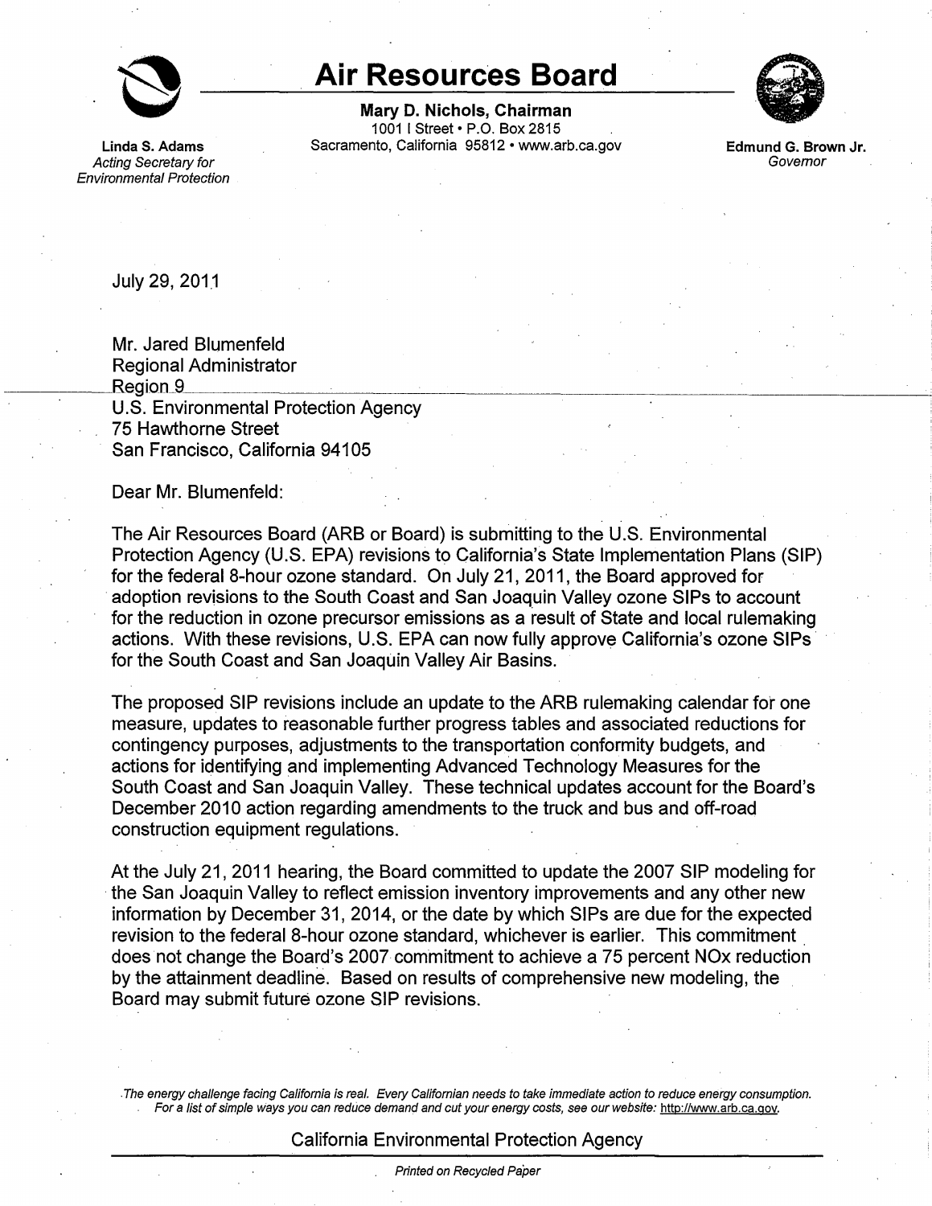# Air Resources Board

**Mary D. Nichols, Chairman**
1001 I Street • P.O. Box 2815
Sacramento, California 95812 • www.arb.ca.gov

**Linda S. Adams**
*Acting Secretary for Environmental Protection*

**Edmund G. Brown Jr.**
*Governor*

July 29, 2011

Mr. Jared Blumenfeld
Regional Administrator
Region 9
U.S. Environmental Protection Agency
75 Hawthorne Street
San Francisco, California 94105

Dear Mr. Blumenfeld:

The Air Resources Board (ARB or Board) is submitting to the U.S. Environmental Protection Agency (U.S. EPA) revisions to California's State Implementation Plans (SIP) for the federal 8-hour ozone standard. On July 21, 2011, the Board approved for adoption revisions to the South Coast and San Joaquin Valley ozone SIPs to account for the reduction in ozone precursor emissions as a result of State and local rulemaking actions. With these revisions, U.S. EPA can now fully approve California's ozone SIPs for the South Coast and San Joaquin Valley Air Basins.

The proposed SIP revisions include an update to the ARB rulemaking calendar for one measure, updates to reasonable further progress tables and associated reductions for contingency purposes, adjustments to the transportation conformity budgets, and actions for identifying and implementing Advanced Technology Measures for the South Coast and San Joaquin Valley. These technical updates account for the Board's December 2010 action regarding amendments to the truck and bus and off-road construction equipment regulations.

At the July 21, 2011 hearing, the Board committed to update the 2007 SIP modeling for the San Joaquin Valley to reflect emission inventory improvements and any other new information by December 31, 2014, or the date by which SIPs are due for the expected revision to the federal 8-hour ozone standard, whichever is earlier. This commitment does not change the Board's 2007 commitment to achieve a 75 percent NOx reduction by the attainment deadline. Based on results of comprehensive new modeling, the Board may submit future ozone SIP revisions.

*The energy challenge facing California is real. Every Californian needs to take immediate action to reduce energy consumption. For a list of simple ways you can reduce demand and cut your energy costs, see our website: http://www.arb.ca.gov.*

California Environmental Protection Agency

*Printed on Recycled Paper*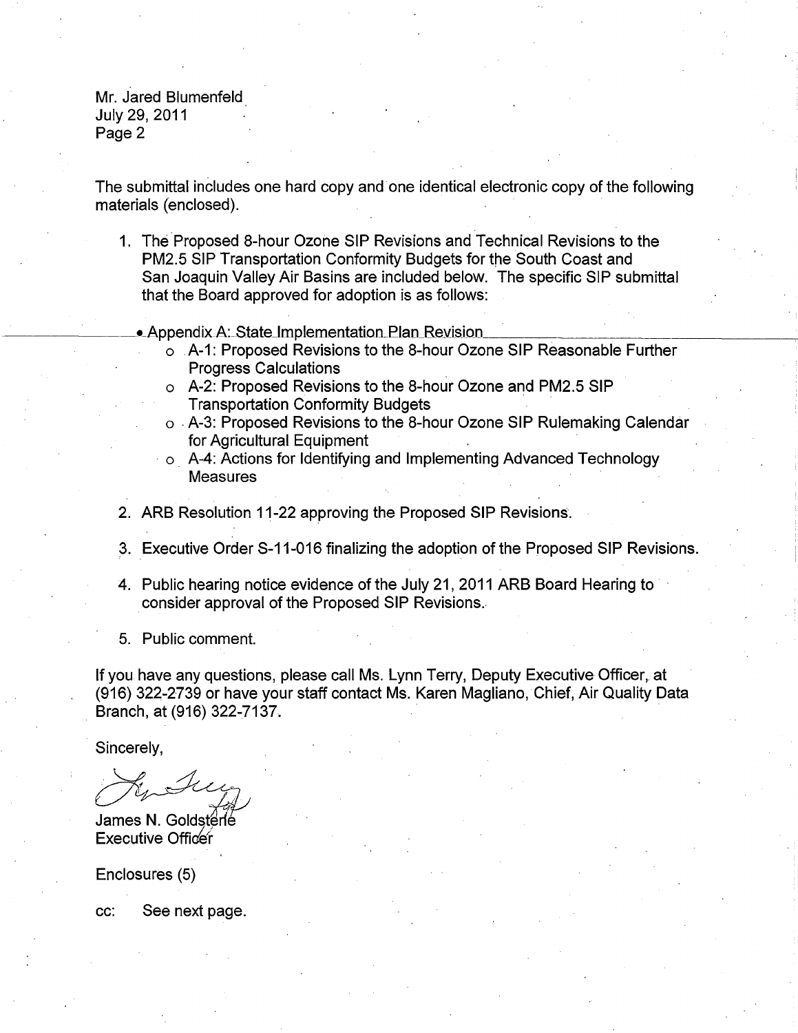Mr. Jared Blumenfeld
July 29, 2011
Page 2

The submittal includes one hard copy and one identical electronic copy of the following materials (enclosed).

1. The Proposed 8-hour Ozone SIP Revisions and Technical Revisions to the PM2.5 SIP Transportation Conformity Budgets for the South Coast and San Joaquin Valley Air Basins are included below. The specific SIP submittal that the Board approved for adoption is as follows:

   - Appendix A: State Implementation Plan Revision
     - A-1: Proposed Revisions to the 8-hour Ozone SIP Reasonable Further Progress Calculations
     - A-2: Proposed Revisions to the 8-hour Ozone and PM2.5 SIP Transportation Conformity Budgets
     - A-3: Proposed Revisions to the 8-hour Ozone SIP Rulemaking Calendar for Agricultural Equipment
     - A-4: Actions for Identifying and Implementing Advanced Technology Measures

2. ARB Resolution 11-22 approving the Proposed SIP Revisions.

3. Executive Order S-11-016 finalizing the adoption of the Proposed SIP Revisions.

4. Public hearing notice evidence of the July 21, 2011 ARB Board Hearing to consider approval of the Proposed SIP Revisions.

5. Public comment.

If you have any questions, please call Ms. Lynn Terry, Deputy Executive Officer, at (916) 322-2739 or have your staff contact Ms. Karen Magliano, Chief, Air Quality Data Branch, at (916) 322-7137.

Sincerely,

James N. Goldstene
Executive Officer

Enclosures (5)

cc: See next page.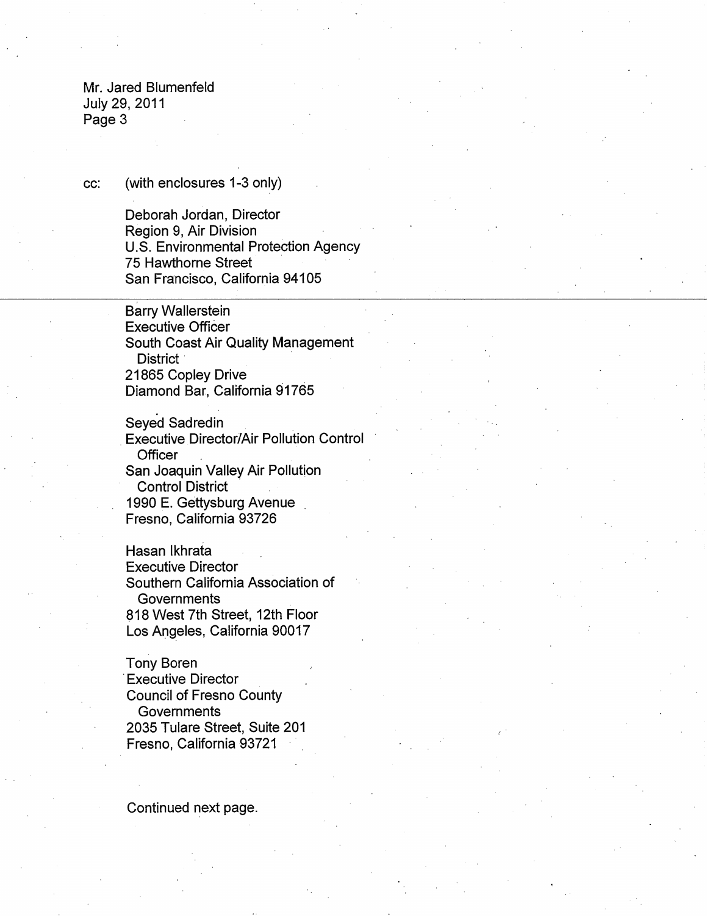Mr. Jared Blumenfeld
July 29, 2011
Page 3

cc: (with enclosures 1-3 only)

Deborah Jordan, Director
Region 9, Air Division
U.S. Environmental Protection Agency
75 Hawthorne Street
San Francisco, California 94105

Barry Wallerstein
Executive Officer
South Coast Air Quality Management District
21865 Copley Drive
Diamond Bar, California 91765

Seyed Sadredin
Executive Director/Air Pollution Control Officer
San Joaquin Valley Air Pollution Control District
1990 E. Gettysburg Avenue
Fresno, California 93726

Hasan Ikhrata
Executive Director
Southern California Association of Governments
818 West 7th Street, 12th Floor
Los Angeles, California 90017

Tony Boren
Executive Director
Council of Fresno County Governments
2035 Tulare Street, Suite 201
Fresno, California 93721

Continued next page.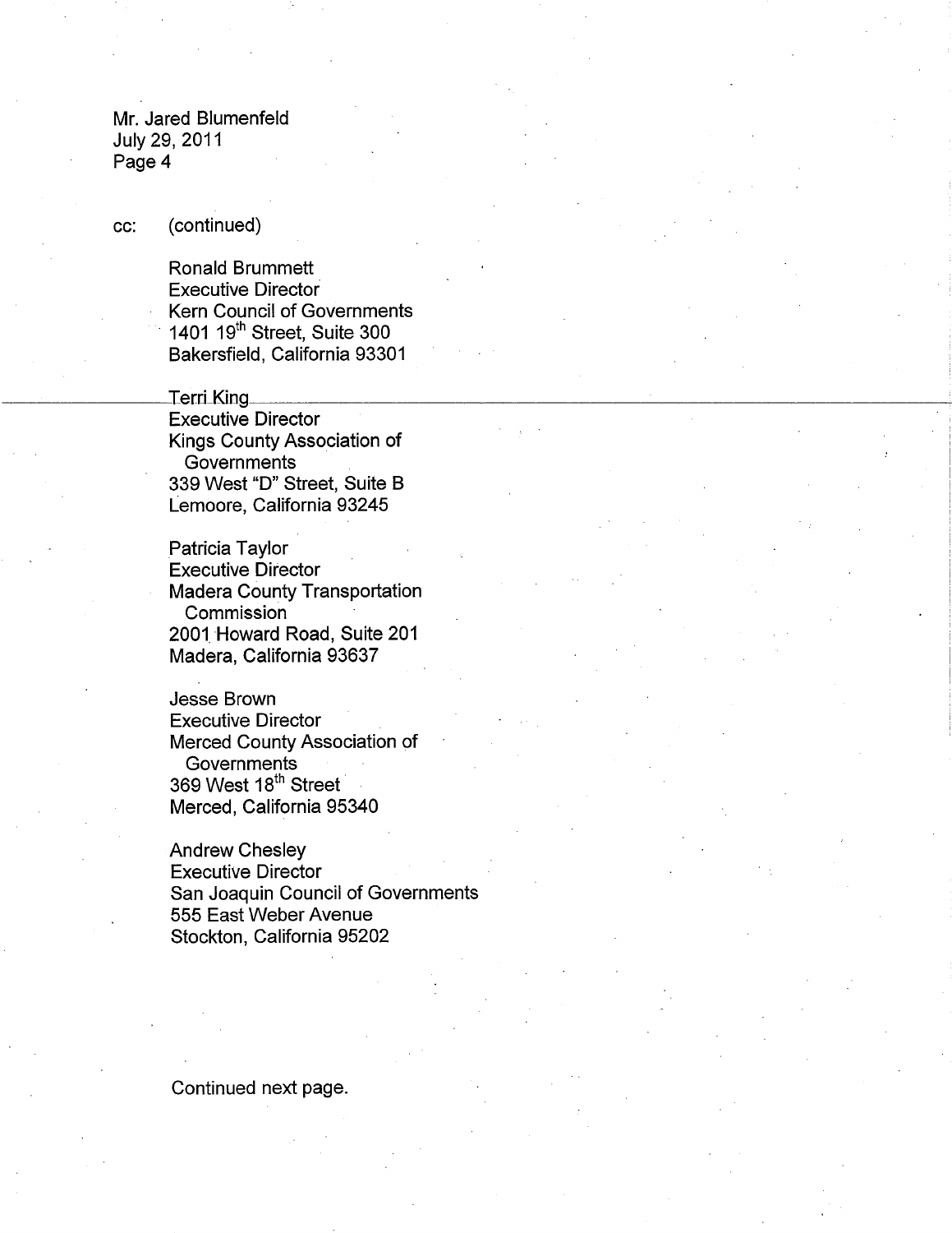Mr. Jared Blumenfeld
July 29, 2011
Page 4

cc: (continued)

Ronald Brummett
Executive Director
Kern Council of Governments
1401 19th Street, Suite 300
Bakersfield, California 93301

Terri King
Executive Director
Kings County Association of Governments
339 West "D" Street, Suite B
Lemoore, California 93245

Patricia Taylor
Executive Director
Madera County Transportation Commission
2001 Howard Road, Suite 201
Madera, California 93637

Jesse Brown
Executive Director
Merced County Association of Governments
369 West 18th Street
Merced, California 95340

Andrew Chesley
Executive Director
San Joaquin Council of Governments
555 East Weber Avenue
Stockton, California 95202

Continued next page.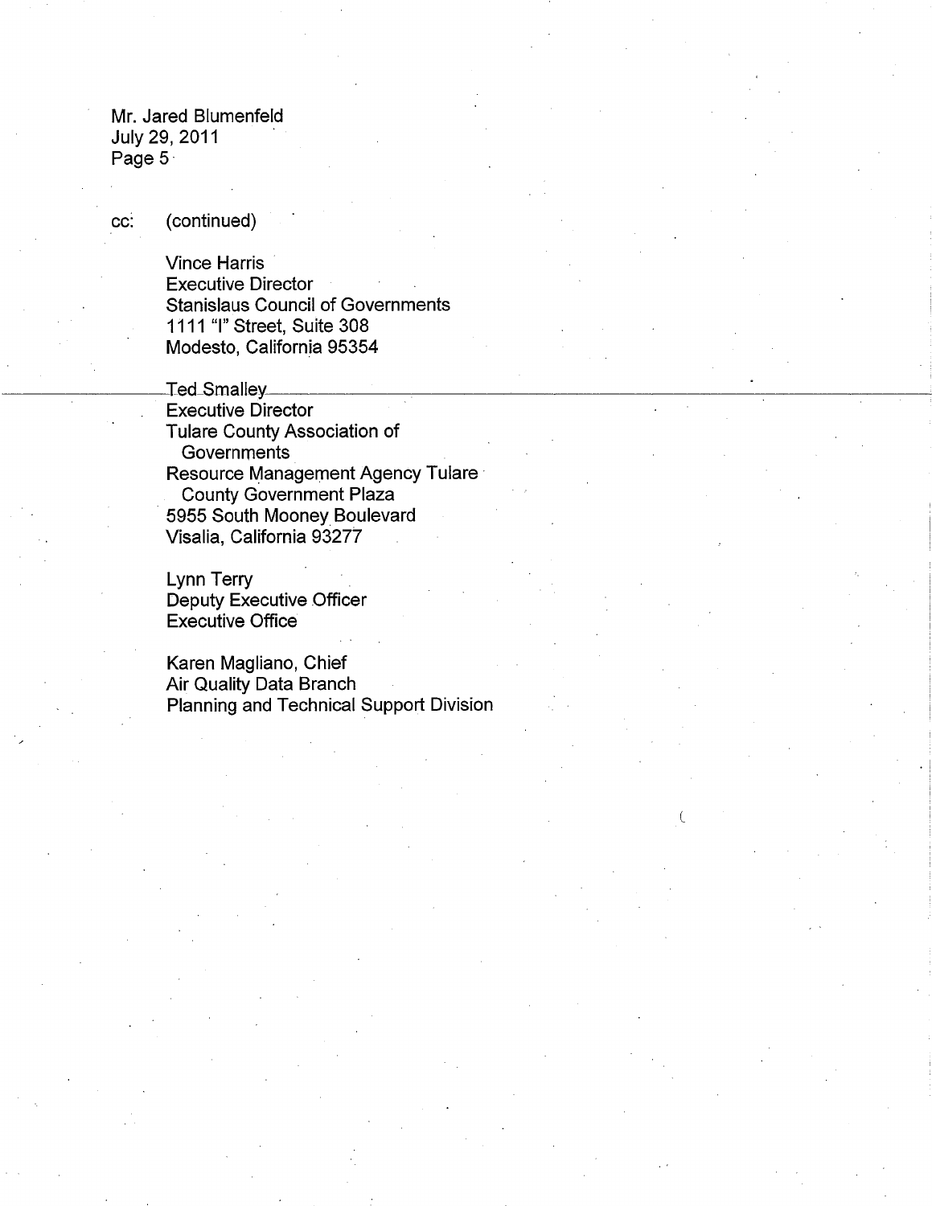cc: (continued)

Vince Harris
Executive Director
Stanislaus Council of Governments
1111 "I" Street, Suite 308
Modesto, California 95354

Ted Smalley
Executive Director
Tulare County Association of Governments
Resource Management Agency Tulare County Government Plaza
5955 South Mooney Boulevard
Visalia, California 93277

Lynn Terry
Deputy Executive Officer
Executive Office

Karen Magliano, Chief
Air Quality Data Branch
Planning and Technical Support Division